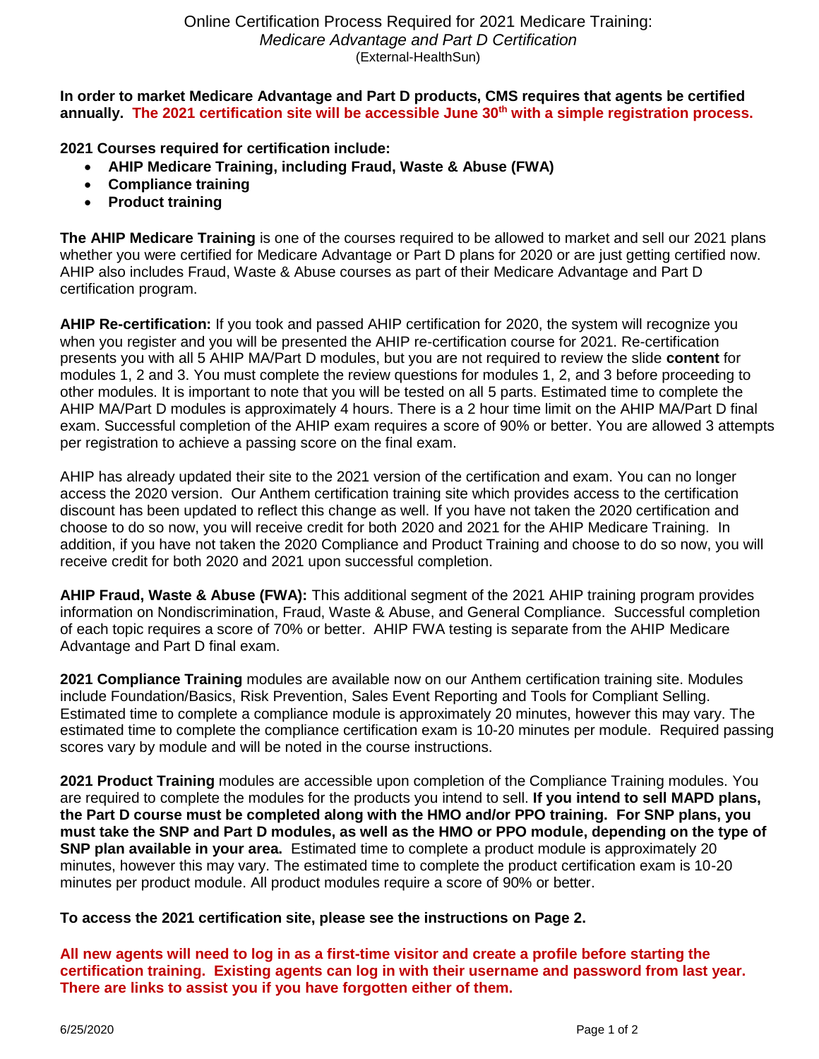# Online Certification Process Required for 2021 Medicare Training:

*Medicare Advantage and Part D Certification*

(External-HealthSun)

**In order to market Medicare Advantage and Part D products, CMS requires that agents be certified annually. The 2021 certification site will be accessible June 30th with a simple registration process.**

**2021 Courses required for certification include:**

- **AHIP Medicare Training, including Fraud, Waste & Abuse (FWA)**
- **Compliance training**
- **Product training**

**The AHIP Medicare Training** is one of the courses required to be allowed to market and sell our 2021 plans whether you were certified for Medicare Advantage or Part D plans for 2020 or are just getting certified now. AHIP also includes Fraud, Waste & Abuse courses as part of their Medicare Advantage and Part D certification program.

**AHIP Re-certification:** If you took and passed AHIP certification for 2020, the system will recognize you when you register and you will be presented the AHIP re-certification course for 2021. Re-certification presents you with all 5 AHIP MA/Part D modules, but you are not required to review the slide **content** for modules 1, 2 and 3. You must complete the review questions for modules 1, 2, and 3 before proceeding to other modules. It is important to note that you will be tested on all 5 parts. Estimated time to complete the AHIP MA/Part D modules is approximately 4 hours. There is a 2 hour time limit on the AHIP MA/Part D final exam. Successful completion of the AHIP exam requires a score of 90% or better. You are allowed 3 attempts per registration to achieve a passing score on the final exam.

AHIP has already updated their site to the 2021 version of the certification and exam. You can no longer access the 2020 version. Our Anthem certification training site which provides access to the certification discount has been updated to reflect this change as well. If you have not taken the 2020 certification and choose to do so now, you will receive credit for both 2020 and 2021 for the AHIP Medicare Training. In addition, if you have not taken the 2020 Compliance and Product Training and choose to do so now, you will receive credit for both 2020 and 2021 upon successful completion.

**AHIP Fraud, Waste & Abuse (FWA):** This additional segment of the 2021 AHIP training program provides information on Nondiscrimination, Fraud, Waste & Abuse, and General Compliance. Successful completion of each topic requires a score of 70% or better. AHIP FWA testing is separate from the AHIP Medicare Advantage and Part D final exam.

**2021 Compliance Training** modules are available now on our Anthem certification training site. Modules include Foundation/Basics, Risk Prevention, Sales Event Reporting and Tools for Compliant Selling. Estimated time to complete a compliance module is approximately 20 minutes, however this may vary. The estimated time to complete the compliance certification exam is 10-20 minutes per module. Required passing scores vary by module and will be noted in the course instructions.

**2021 Product Training** modules are accessible upon completion of the Compliance Training modules. You are required to complete the modules for the products you intend to sell. **If you intend to sell MAPD plans, the Part D course must be completed along with the HMO and/or PPO training. For SNP plans, you must take the SNP and Part D modules, as well as the HMO or PPO module, depending on the type of SNP plan available in your area.** Estimated time to complete a product module is approximately 20 minutes, however this may vary. The estimated time to complete the product certification exam is 10-20 minutes per product module. All product modules require a score of 90% or better.

**To access the 2021 certification site, please see the instructions on Page 2.**

**All new agents will need to log in as a first-time visitor and create a profile before starting the certification training. Existing agents can log in with their username and password from last year. There are links to assist you if you have forgotten either of them.**

6/25/2020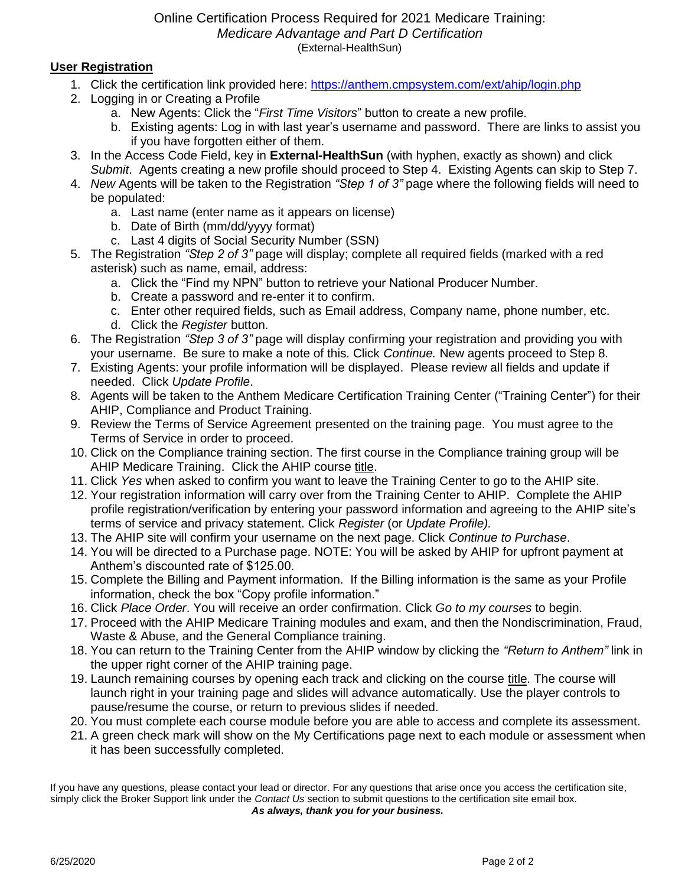Online Certification Process Required for 2021 Medicare Training:
*Medicare Advantage and Part D Certification*
(External-HealthSun)

## User Registration

1. Click the certification link provided here: https://anthem.cmpsystem.com/ext/ahip/login.php
2. Logging in or Creating a Profile
   a. New Agents: Click the "*First Time Visitors*" button to create a new profile.
   b. Existing agents: Log in with last year's username and password. There are links to assist you if you have forgotten either of them.
3. In the Access Code Field, key in **External-HealthSun** (with hyphen, exactly as shown) and click *Submit*. Agents creating a new profile should proceed to Step 4. Existing Agents can skip to Step 7.
4. *New* Agents will be taken to the Registration *"Step 1 of 3"* page where the following fields will need to be populated:
   a. Last name (enter name as it appears on license)
   b. Date of Birth (mm/dd/yyyy format)
   c. Last 4 digits of Social Security Number (SSN)
5. The Registration *"Step 2 of 3"* page will display; complete all required fields (marked with a red asterisk) such as name, email, address:
   a. Click the "Find my NPN" button to retrieve your National Producer Number.
   b. Create a password and re-enter it to confirm.
   c. Enter other required fields, such as Email address, Company name, phone number, etc.
   d. Click the *Register* button.
6. The Registration *"Step 3 of 3"* page will display confirming your registration and providing you with your username. Be sure to make a note of this. Click *Continue.* New agents proceed to Step 8.
7. Existing Agents: your profile information will be displayed. Please review all fields and update if needed. Click *Update Profile*.
8. Agents will be taken to the Anthem Medicare Certification Training Center ("Training Center") for their AHIP, Compliance and Product Training.
9. Review the Terms of Service Agreement presented on the training page. You must agree to the Terms of Service in order to proceed.
10. Click on the Compliance training section. The first course in the Compliance training group will be AHIP Medicare Training. Click the AHIP course title.
11. Click *Yes* when asked to confirm you want to leave the Training Center to go to the AHIP site.
12. Your registration information will carry over from the Training Center to AHIP. Complete the AHIP profile registration/verification by entering your password information and agreeing to the AHIP site's terms of service and privacy statement. Click *Register* (or *Update Profile).*
13. The AHIP site will confirm your username on the next page. Click *Continue to Purchase*.
14. You will be directed to a Purchase page. NOTE: You will be asked by AHIP for upfront payment at Anthem's discounted rate of $125.00.
15. Complete the Billing and Payment information. If the Billing information is the same as your Profile information, check the box "Copy profile information."
16. Click *Place Order*. You will receive an order confirmation. Click *Go to my courses* to begin.
17. Proceed with the AHIP Medicare Training modules and exam, and then the Nondiscrimination, Fraud, Waste & Abuse, and the General Compliance training.
18. You can return to the Training Center from the AHIP window by clicking the *"Return to Anthem"* link in the upper right corner of the AHIP training page.
19. Launch remaining courses by opening each track and clicking on the course title. The course will launch right in your training page and slides will advance automatically. Use the player controls to pause/resume the course, or return to previous slides if needed.
20. You must complete each course module before you are able to access and complete its assessment.
21. A green check mark will show on the My Certifications page next to each module or assessment when it has been successfully completed.

If you have any questions, please contact your lead or director. For any questions that arise once you access the certification site, simply click the Broker Support link under the *Contact Us* section to submit questions to the certification site email box.

***As always, thank you for your business.***

6/25/2020